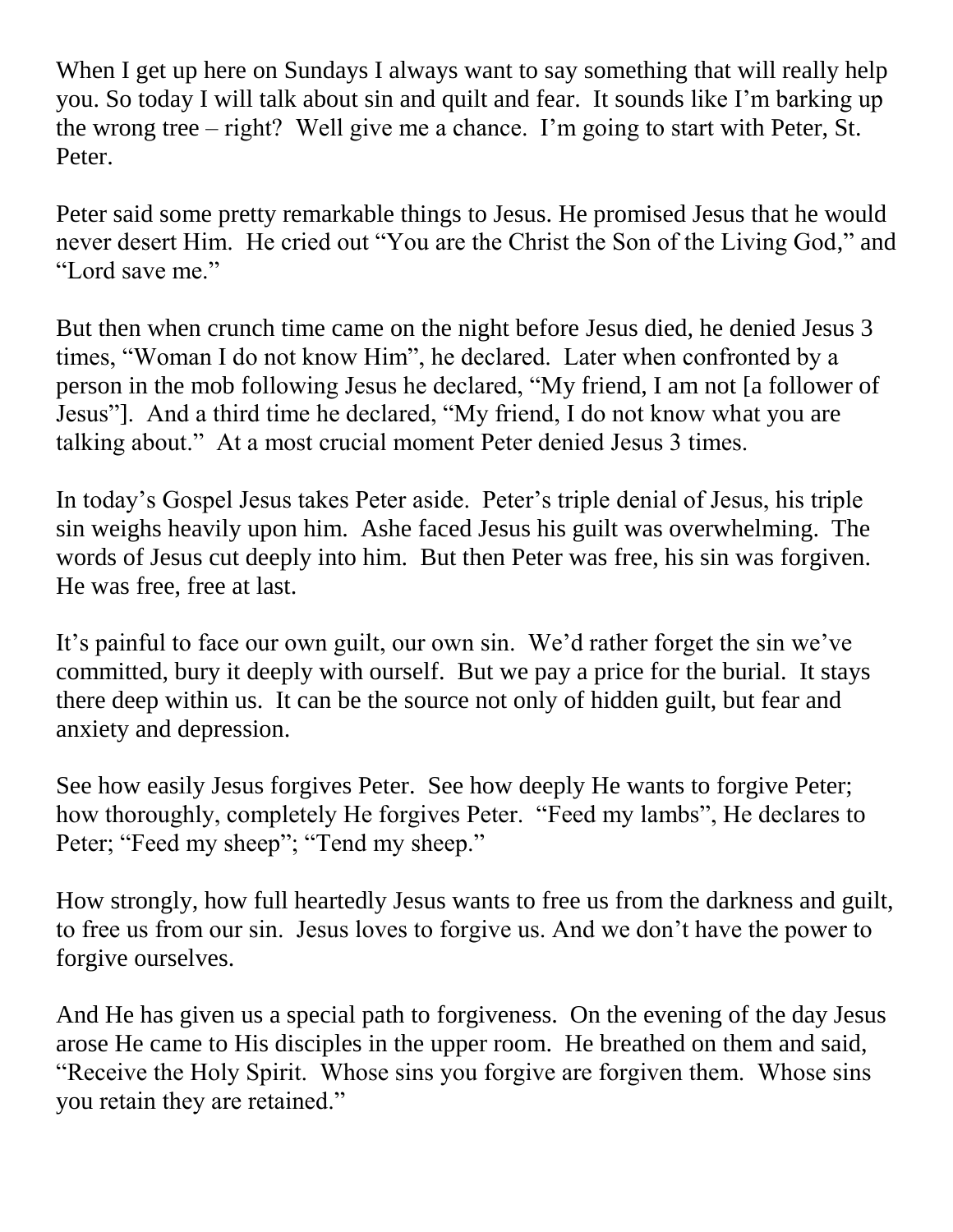When I get up here on Sundays I always want to say something that will really help you. So today I will talk about sin and quilt and fear. It sounds like I'm barking up the wrong tree – right? Well give me a chance. I'm going to start with Peter, St. Peter.

Peter said some pretty remarkable things to Jesus. He promised Jesus that he would never desert Him. He cried out "You are the Christ the Son of the Living God," and "Lord save me."

But then when crunch time came on the night before Jesus died, he denied Jesus 3 times, "Woman I do not know Him", he declared. Later when confronted by a person in the mob following Jesus he declared, "My friend, I am not [a follower of Jesus"]. And a third time he declared, "My friend, I do not know what you are talking about." At a most crucial moment Peter denied Jesus 3 times.

In today's Gospel Jesus takes Peter aside. Peter's triple denial of Jesus, his triple sin weighs heavily upon him. Ashe faced Jesus his guilt was overwhelming. The words of Jesus cut deeply into him. But then Peter was free, his sin was forgiven. He was free, free at last.

It's painful to face our own guilt, our own sin. We'd rather forget the sin we've committed, bury it deeply with ourself. But we pay a price for the burial. It stays there deep within us. It can be the source not only of hidden guilt, but fear and anxiety and depression.

See how easily Jesus forgives Peter. See how deeply He wants to forgive Peter; how thoroughly, completely He forgives Peter. "Feed my lambs", He declares to Peter; "Feed my sheep"; "Tend my sheep."

How strongly, how full heartedly Jesus wants to free us from the darkness and guilt, to free us from our sin. Jesus loves to forgive us. And we don't have the power to forgive ourselves.

And He has given us a special path to forgiveness. On the evening of the day Jesus arose He came to His disciples in the upper room. He breathed on them and said, "Receive the Holy Spirit. Whose sins you forgive are forgiven them. Whose sins you retain they are retained."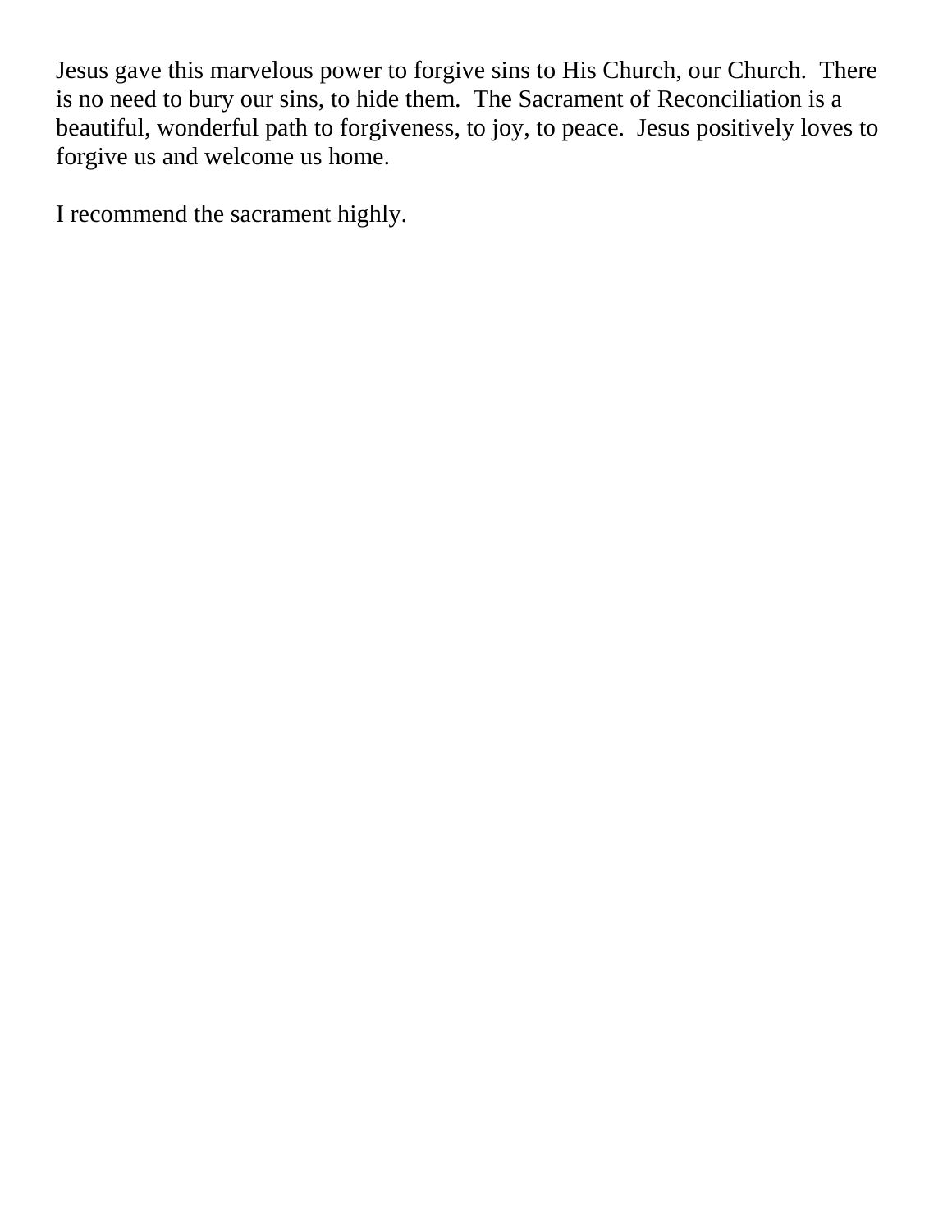Jesus gave this marvelous power to forgive sins to His Church, our Church. There is no need to bury our sins, to hide them. The Sacrament of Reconciliation is a beautiful, wonderful path to forgiveness, to joy, to peace. Jesus positively loves to forgive us and welcome us home.

I recommend the sacrament highly.